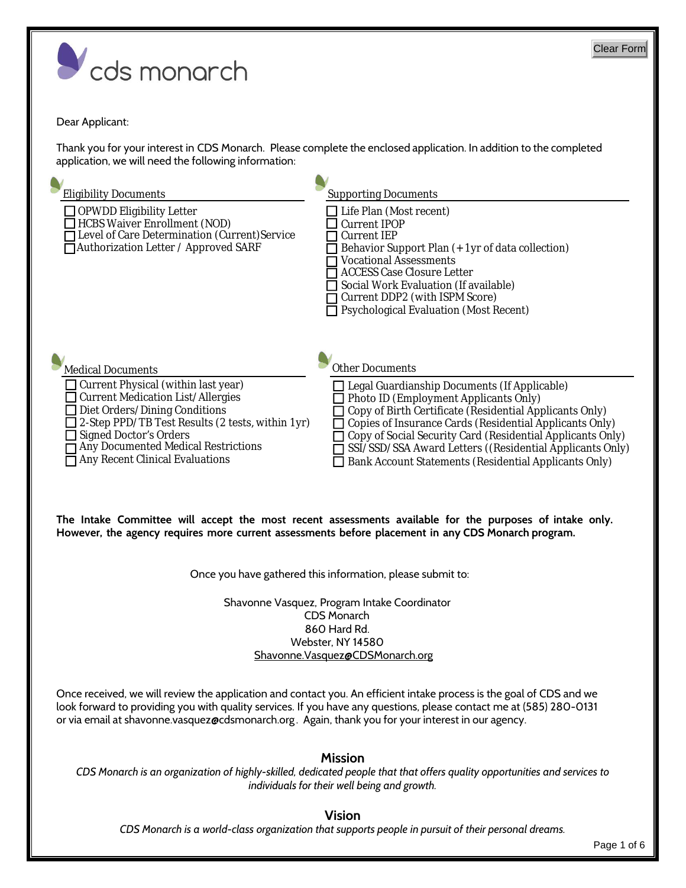cds monarch

Dear Applicant:

Thank you for your interest in CDS Monarch. Please complete the enclosed application. In addition to the completed application, we will need the following information:

### Eligibility Documents

- ☐ OPWDD Eligibility Letter
- ☐ HCBS Waiver Enrollment (NOD)
- ☐ Level of Care Determination (Current) Service
- ☐ Authorization Letter / Approved SARF

### Supporting Documents

- ☐ Life Plan (Most recent)
- ☐ Current IPOP
- ☐ Current IEP
- ☐ Behavior Support Plan (+1yr of data collection)
- ☐ Vocational Assessments
- ☐ ACCESS Case Closure Letter
- ☐ Social Work Evaluation (If available)
- ☐ Current DDP2 (with ISPM Score)
- ☐ Psychological Evaluation (Most Recent)

### Medical Documents

- ☐ Current Physical (within last year)
- ☐ Current Medication List/Allergies
- ☐ Diet Orders/Dining Conditions
- ☐ 2-Step PPD/TB Test Results (2 tests, within 1yr)
- ☐ Signed Doctor's Orders
- ☐ Any Documented Medical Restrictions
- ☐ Any Recent Clinical Evaluations

### Other Documents

- ☐ Legal Guardianship Documents (If Applicable)
- ☐ Photo ID (Employment Applicants Only)
- ☐ Copy of Birth Certificate (Residential Applicants Only)
- ☐ Copies of Insurance Cards (Residential Applicants Only)
- ☐ Copy of Social Security Card (Residential Applicants Only)
- ☐ SSI/SSD/SSA Award Letters ((Residential Applicants Only)
- ☐ Bank Account Statements (Residential Applicants Only)

**The Intake Committee will accept the most recent assessments available for the purposes of intake only. However, the agency requires more current assessments before placement in any CDS Monarch program.**

Once you have gathered this information, please submit to:

Shavonne Vasquez, Program Intake Coordinator
CDS Monarch
860 Hard Rd.
Webster, NY 14580
Shavonne.Vasquez@CDSMonarch.org

Once received, we will review the application and contact you. An efficient intake process is the goal of CDS and we look forward to providing you with quality services. If you have any questions, please contact me at (585) 280-0131 or via email at shavonne.vasquez@cdsmonarch.org. Again, thank you for your interest in our agency.

## Mission

*CDS Monarch is an organization of highly-skilled, dedicated people that that offers quality opportunities and services to individuals for their well being and growth.*

## Vision

*CDS Monarch is a world-class organization that supports people in pursuit of their personal dreams.*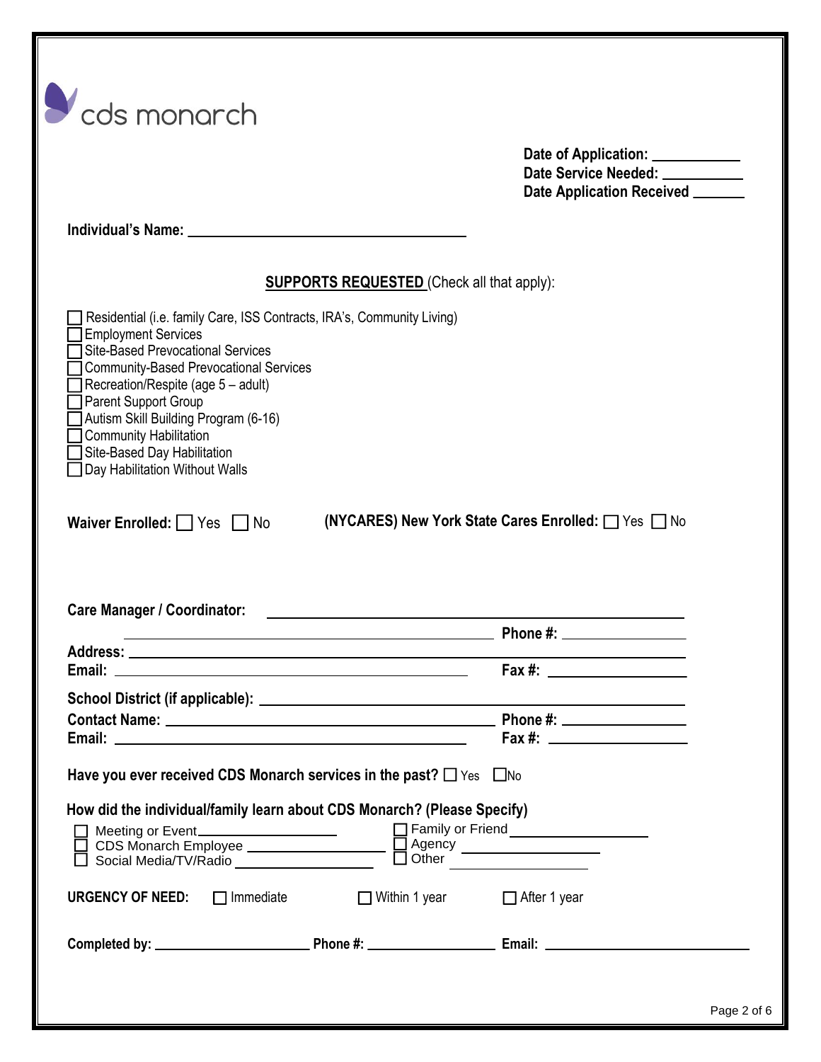cds monarch

**Date of Application:** ___________
**Date Service Needed:** ___________
**Date Application Received** _______

**Individual's Name:** ___________________________________

**SUPPORTS REQUESTED** (Check all that apply):

- ☐ Residential (i.e. family Care, ISS Contracts, IRA's, Community Living)
- ☐ Employment Services
- ☐ Site-Based Prevocational Services
- ☐ Community-Based Prevocational Services
- ☐ Recreation/Respite (age 5 – adult)
- ☐ Parent Support Group
- ☐ Autism Skill Building Program (6-16)
- ☐ Community Habilitation
- ☐ Site-Based Day Habilitation
- ☐ Day Habilitation Without Walls

**Waiver Enrolled:** ☐ Yes ☐ No **(NYCARES) New York State Cares Enrolled:** ☐ Yes ☐ No

**Care Manager / Coordinator:** ___________________________________________
___________________________________________ **Phone #:** _______________
**Address:** ___________________________________________
**Email:** ___________________________________________ **Fax #:** _______________

**School District (if applicable):** ___________________________________________
**Contact Name:** ___________________________________________ **Phone #:** _______________
**Email:** ___________________________________________ **Fax #:** _______________

**Have you ever received CDS Monarch services in the past?** ☐ Yes ☐ No

**How did the individual/family learn about CDS Monarch? (Please Specify)**

- ☐ Meeting or Event _______________
- ☐ CDS Monarch Employee _______________
- ☐ Social Media/TV/Radio _______________
- ☐ Family or Friend _______________
- ☐ Agency _______________
- ☐ Other _______________

**URGENCY OF NEED:** ☐ Immediate ☐ Within 1 year ☐ After 1 year

**Completed by:** _______________ **Phone #:** _______________ **Email:** _______________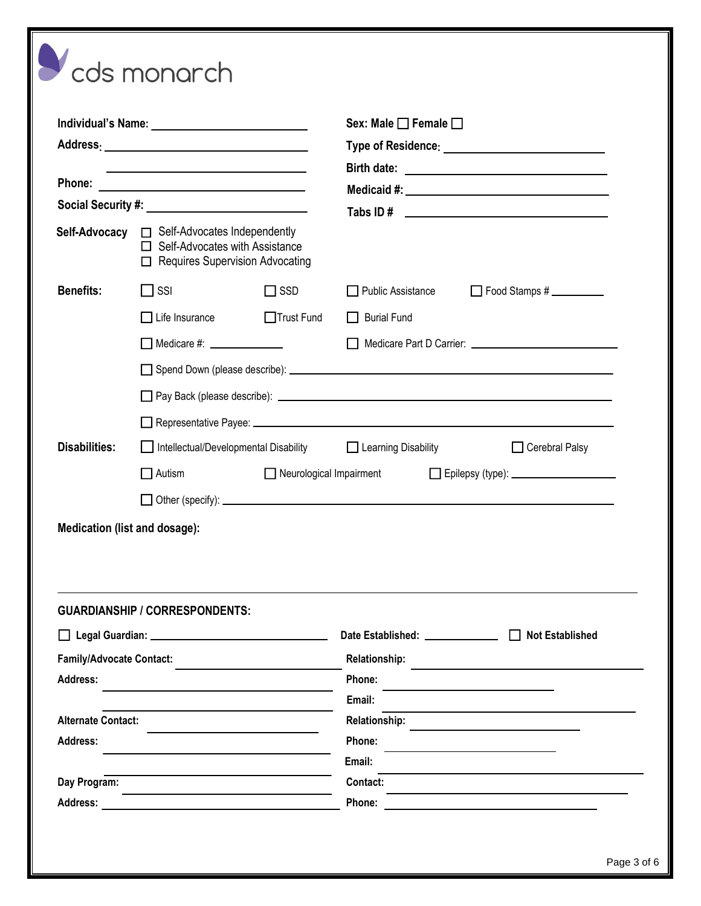cds monarch

**Individual's Name:** ______________________

**Address:** ______________________

______________________

**Phone:** ______________________

**Social Security #:** ______________________

**Sex:** Male ☐ Female ☐

**Type of Residence:** ______________________

**Birth date:** ______________________

**Medicaid #:** ______________________

**Tabs ID #** ______________________

**Self-Advocacy**
- ☐ Self-Advocates Independently
- ☐ Self-Advocates with Assistance
- ☐ Requires Supervision Advocating

**Benefits:**
- ☐ SSI
- ☐ SSD
- ☐ Public Assistance
- ☐ Food Stamps # __________
- ☐ Life Insurance
- ☐ Trust Fund
- ☐ Burial Fund
- ☐ Medicare #: ______________
- ☐ Medicare Part D Carrier: ______________________
- ☐ Spend Down (please describe): ______________________
- ☐ Pay Back (please describe): ______________________
- ☐ Representative Payee: ______________________

**Disabilities:**
- ☐ Intellectual/Developmental Disability
- ☐ Learning Disability
- ☐ Cerebral Palsy
- ☐ Autism
- ☐ Neurological Impairment
- ☐ Epilepsy (type): ______________________
- ☐ Other (specify): ______________________

**Medication (list and dosage):**

---

**GUARDIANSHIP / CORRESPONDENTS:**

☐ **Legal Guardian:** ______________________ **Date Established:** ______________ ☐ **Not Established**

**Family/Advocate Contact:** ______________________ **Relationship:** ______________________

**Address:** ______________________ **Phone:** ______________________

______________________ **Email:** ______________________

**Alternate Contact:** ______________________ **Relationship:** ______________________

**Address:** ______________________ **Phone:** ______________________

______________________ **Email:** ______________________

**Day Program:** ______________________ **Contact:** ______________________

**Address:** ______________________ **Phone:** ______________________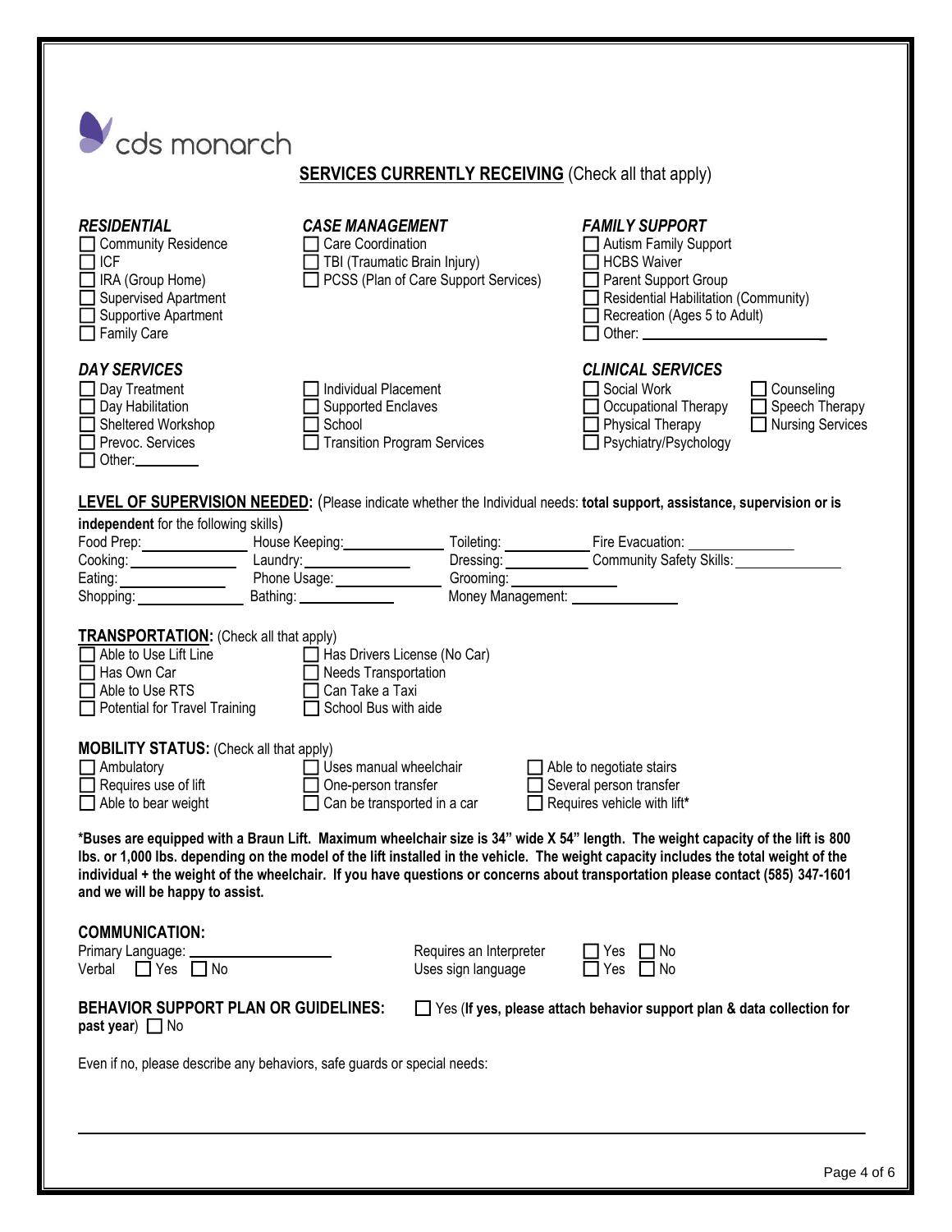cds monarch

## SERVICES CURRENTLY RECEIVING (Check all that apply)

***RESIDENTIAL***

- ☐ Community Residence
- ☐ ICF
- ☐ IRA (Group Home)
- ☐ Supervised Apartment
- ☐ Supportive Apartment
- ☐ Family Care

***CASE MANAGEMENT***

- ☐ Care Coordination
- ☐ TBI (Traumatic Brain Injury)
- ☐ PCSS (Plan of Care Support Services)

***FAMILY SUPPORT***

- ☐ Autism Family Support
- ☐ HCBS Waiver
- ☐ Parent Support Group
- ☐ Residential Habilitation (Community)
- ☐ Recreation (Ages 5 to Adult)
- ☐ Other: ______________________

***DAY SERVICES***

- ☐ Day Treatment
- ☐ Day Habilitation
- ☐ Sheltered Workshop
- ☐ Prevoc. Services
- ☐ Other: ________
- ☐ Individual Placement
- ☐ Supported Enclaves
- ☐ School
- ☐ Transition Program Services

***CLINICAL SERVICES***

- ☐ Social Work
- ☐ Occupational Therapy
- ☐ Physical Therapy
- ☐ Psychiatry/Psychology
- ☐ Counseling
- ☐ Speech Therapy
- ☐ Nursing Services

**LEVEL OF SUPERVISION NEEDED:** (Please indicate whether the Individual needs: **total support, assistance, supervision or is independent** for the following skills)

Food Prep: ____________ House Keeping: ____________ Toileting: ____________ Fire Evacuation: ____________

Cooking: ____________ Laundry: ____________ Dressing: ____________ Community Safety Skills: ____________

Eating: ____________ Phone Usage: ____________ Grooming: ____________

Shopping: ____________ Bathing: ____________ Money Management: ____________

**TRANSPORTATION:** (Check all that apply)

- ☐ Able to Use Lift Line
- ☐ Has Own Car
- ☐ Able to Use RTS
- ☐ Potential for Travel Training
- ☐ Has Drivers License (No Car)
- ☐ Needs Transportation
- ☐ Can Take a Taxi
- ☐ School Bus with aide

**MOBILITY STATUS:** (Check all that apply)

- ☐ Ambulatory
- ☐ Requires use of lift
- ☐ Able to bear weight
- ☐ Uses manual wheelchair
- ☐ One-person transfer
- ☐ Can be transported in a car
- ☐ Able to negotiate stairs
- ☐ Several person transfer
- ☐ Requires vehicle with lift*

**\*Buses are equipped with a Braun Lift. Maximum wheelchair size is 34" wide X 54" length. The weight capacity of the lift is 800 lbs. or 1,000 lbs. depending on the model of the lift installed in the vehicle. The weight capacity includes the total weight of the individual + the weight of the wheelchair. If you have questions or concerns about transportation please contact (585) 347-1601 and we will be happy to assist.**

**COMMUNICATION:**

Primary Language: ______________ Requires an Interpreter ☐ Yes ☐ No

Verbal ☐ Yes ☐ No Uses sign language ☐ Yes ☐ No

**BEHAVIOR SUPPORT PLAN OR GUIDELINES:** ☐ Yes (**If yes, please attach behavior support plan & data collection for past year**) ☐ No

Even if no, please describe any behaviors, safe guards or special needs:

_______________________________________________________________________________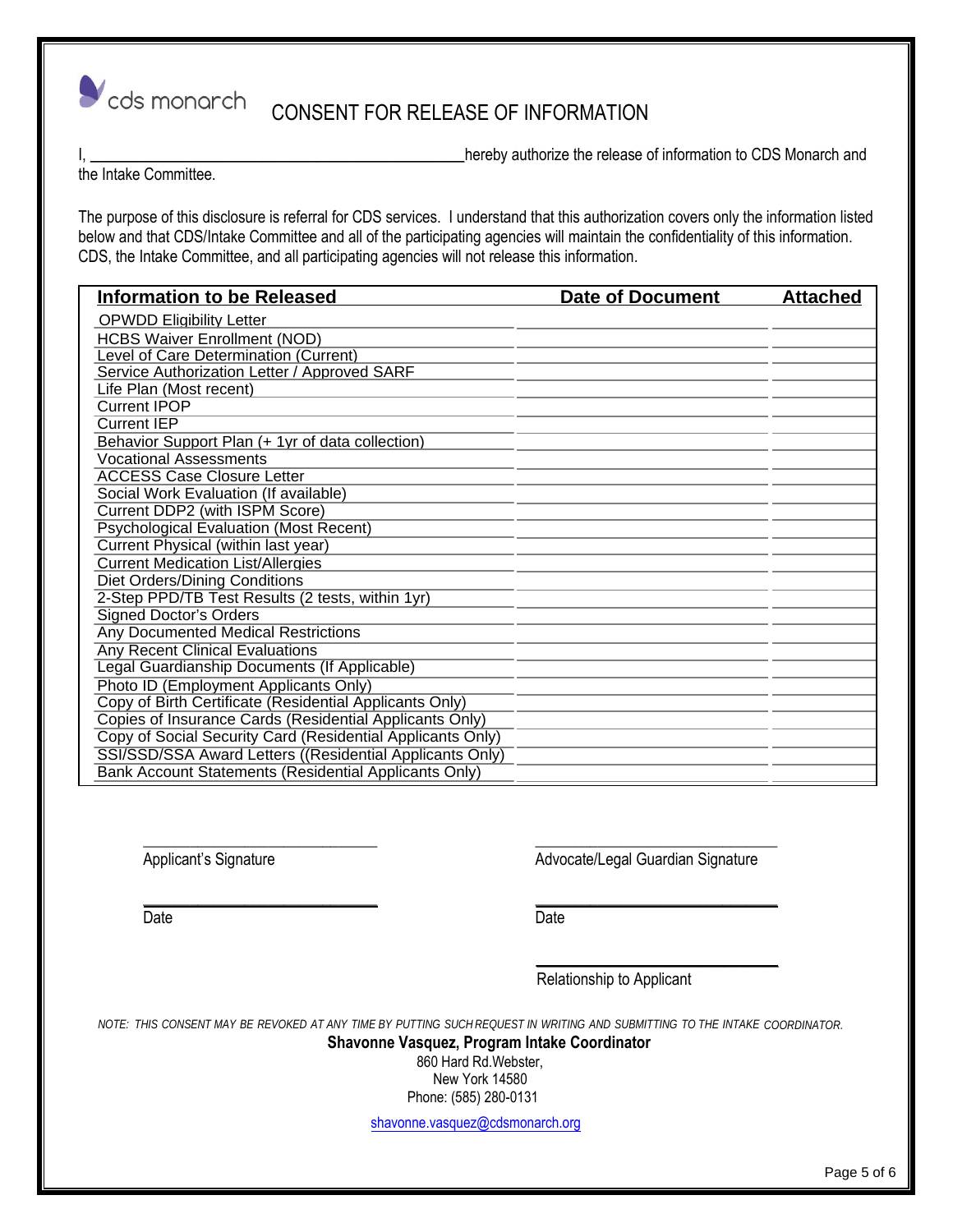cds monarch

# CONSENT FOR RELEASE OF INFORMATION

I, \_\_\_\_\_\_\_\_\_\_\_\_\_\_\_\_\_\_\_\_\_\_\_\_\_\_\_\_\_\_\_\_\_\_\_\_\_\_\_\_\_\_\_\_ hereby authorize the release of information to CDS Monarch and the Intake Committee.

The purpose of this disclosure is referral for CDS services. I understand that this authorization covers only the information listed below and that CDS/Intake Committee and all of the participating agencies will maintain the confidentiality of this information. CDS, the Intake Committee, and all participating agencies will not release this information.

| Information to be Released | Date of Document | Attached |
|---|---|---|
| OPWDD Eligibility Letter | | |
| HCBS Waiver Enrollment (NOD) | | |
| Level of Care Determination (Current) | | |
| Service Authorization Letter / Approved SARF | | |
| Life Plan (Most recent) | | |
| Current IPOP | | |
| Current IEP | | |
| Behavior Support Plan (+ 1yr of data collection) | | |
| Vocational Assessments | | |
| ACCESS Case Closure Letter | | |
| Social Work Evaluation (If available) | | |
| Current DDP2 (with ISPM Score) | | |
| Psychological Evaluation (Most Recent) | | |
| Current Physical (within last year) | | |
| Current Medication List/Allergies | | |
| Diet Orders/Dining Conditions | | |
| 2-Step PPD/TB Test Results (2 tests, within 1yr) | | |
| Signed Doctor's Orders | | |
| Any Documented Medical Restrictions | | |
| Any Recent Clinical Evaluations | | |
| Legal Guardianship Documents (If Applicable) | | |
| Photo ID (Employment Applicants Only) | | |
| Copy of Birth Certificate (Residential Applicants Only) | | |
| Copies of Insurance Cards (Residential Applicants Only) | | |
| Copy of Social Security Card (Residential Applicants Only) | | |
| SSI/SSD/SSA Award Letters ((Residential Applicants Only) | | |
| Bank Account Statements (Residential Applicants Only) | | |

\_\_\_\_\_\_\_\_\_\_\_\_\_\_\_\_\_\_\_\_\_\_\_\_\_\_\_\_
Applicant's Signature

\_\_\_\_\_\_\_\_\_\_\_\_\_\_\_\_\_\_\_\_\_\_\_\_\_\_\_\_
Date

\_\_\_\_\_\_\_\_\_\_\_\_\_\_\_\_\_\_\_\_\_\_\_\_\_\_\_\_
Advocate/Legal Guardian Signature

\_\_\_\_\_\_\_\_\_\_\_\_\_\_\_\_\_\_\_\_\_\_\_\_\_\_\_\_
Date

\_\_\_\_\_\_\_\_\_\_\_\_\_\_\_\_\_\_\_\_\_\_\_\_\_\_\_\_
Relationship to Applicant

*NOTE: THIS CONSENT MAY BE REVOKED AT ANY TIME BY PUTTING SUCH REQUEST IN WRITING AND SUBMITTING TO THE INTAKE COORDINATOR.*

**Shavonne Vasquez, Program Intake Coordinator**

860 Hard Rd.Webster,
New York 14580
Phone: (585) 280-0131

shavonne.vasquez@cdsmonarch.org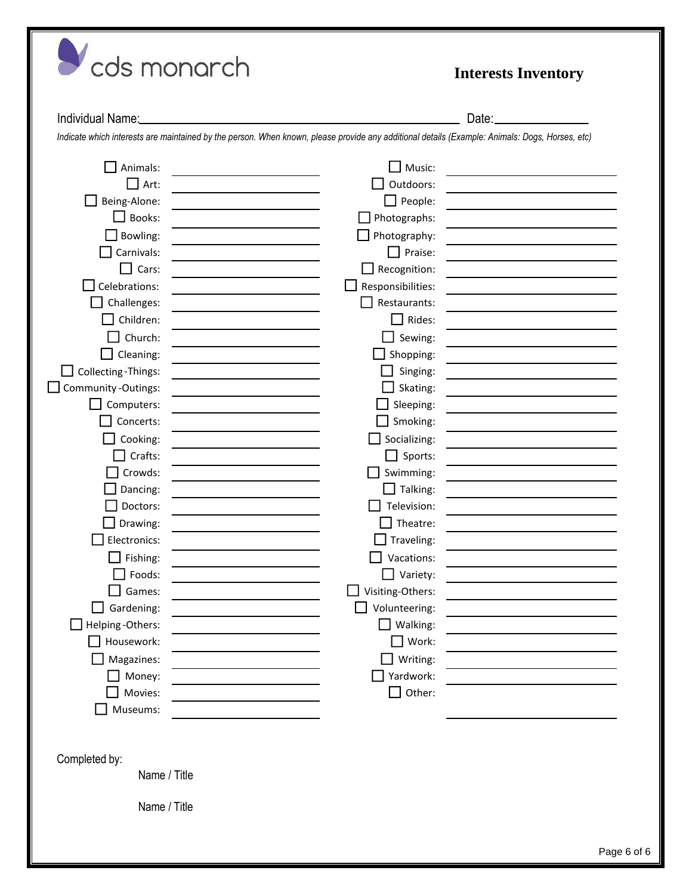cds monarch

# Interests Inventory

Individual Name: ______________________________ Date: ______________

*Indicate which interests are maintained by the person. When known, please provide any additional details (Example: Animals: Dogs, Horses, etc)*

- ☐ Animals: ______________
- ☐ Art: ______________
- ☐ Being-Alone: ______________
- ☐ Books: ______________
- ☐ Bowling: ______________
- ☐ Carnivals: ______________
- ☐ Cars: ______________
- ☐ Celebrations: ______________
- ☐ Challenges: ______________
- ☐ Children: ______________
- ☐ Church: ______________
- ☐ Cleaning: ______________
- ☐ Collecting-Things: ______________
- ☐ Community-Outings: ______________
- ☐ Computers: ______________
- ☐ Concerts: ______________
- ☐ Cooking: ______________
- ☐ Crafts: ______________
- ☐ Crowds: ______________
- ☐ Dancing: ______________
- ☐ Doctors: ______________
- ☐ Drawing: ______________
- ☐ Electronics: ______________
- ☐ Fishing: ______________
- ☐ Foods: ______________
- ☐ Games: ______________
- ☐ Gardening: ______________
- ☐ Helping-Others: ______________
- ☐ Housework: ______________
- ☐ Magazines: ______________
- ☐ Money: ______________
- ☐ Movies: ______________
- ☐ Museums: ______________
- ☐ Music: ______________
- ☐ Outdoors: ______________
- ☐ People: ______________
- ☐ Photographs: ______________
- ☐ Photography: ______________
- ☐ Praise: ______________
- ☐ Recognition: ______________
- ☐ Responsibilities: ______________
- ☐ Restaurants: ______________
- ☐ Rides: ______________
- ☐ Sewing: ______________
- ☐ Shopping: ______________
- ☐ Singing: ______________
- ☐ Skating: ______________
- ☐ Sleeping: ______________
- ☐ Smoking: ______________
- ☐ Socializing: ______________
- ☐ Sports: ______________
- ☐ Swimming: ______________
- ☐ Talking: ______________
- ☐ Television: ______________
- ☐ Theatre: ______________
- ☐ Traveling: ______________
- ☐ Vacations: ______________
- ☐ Variety: ______________
- ☐ Visiting-Others: ______________
- ☐ Volunteering: ______________
- ☐ Walking: ______________
- ☐ Work: ______________
- ☐ Writing: ______________
- ☐ Yardwork: ______________
- ☐ Other: ______________

Completed by:

Name / Title

Name / Title